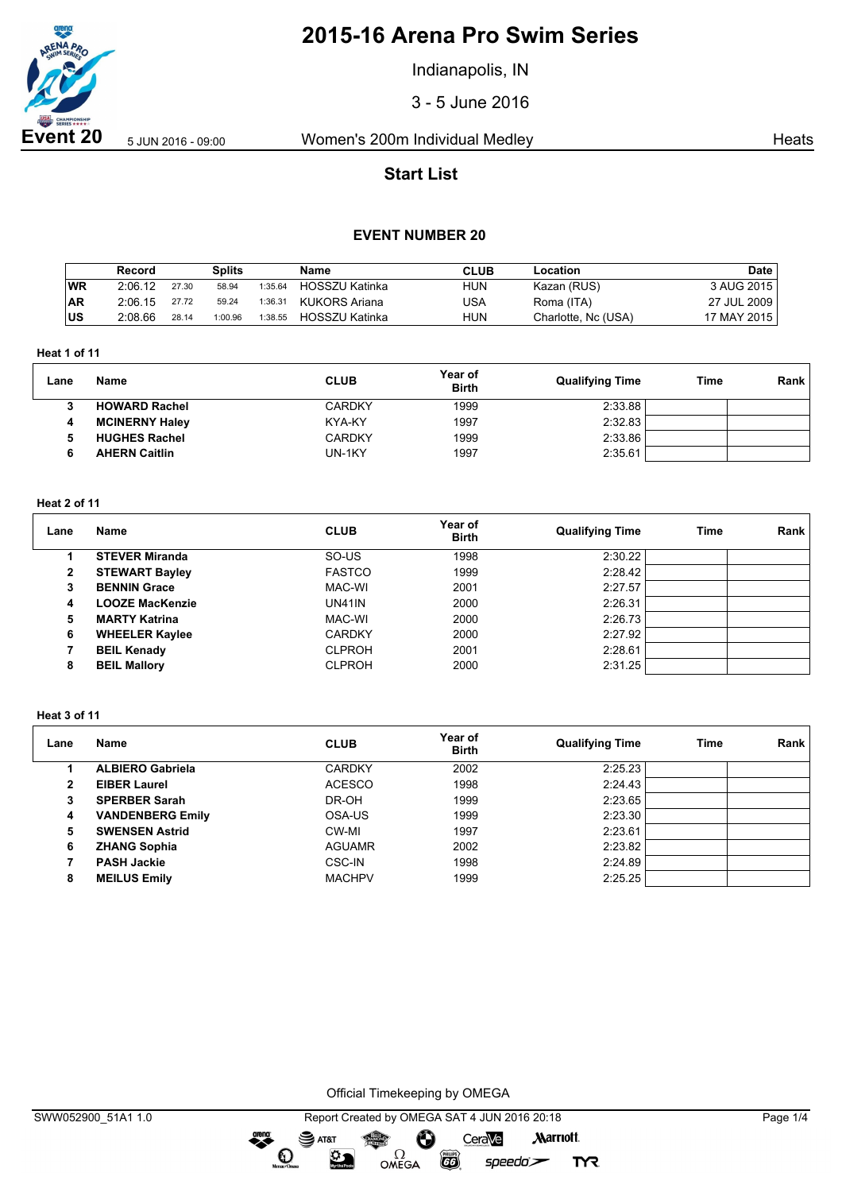# 2015-16 Arena Pro Swim Series

Indianapolis, IN

3 - 5 June 2016

**Event 20** 5 JUN 2016 - 09:00 Women's 200m Individual Medley Heats

## Start List

### EVENT NUMBER 20

| | Record | Splits | | | Name | CLUB | Location | Date |
|---|---|---|---|---|---|---|---|---|
| WR | 2:06.12 | 27.30 | 58.94 | 1:35.64 | HOSSZU Katinka | HUN | Kazan (RUS) | 3 AUG 2015 |
| AR | 2:06.15 | 27.72 | 59.24 | 1:36.31 | KUKORS Ariana | USA | Roma (ITA) | 27 JUL 2009 |
| US | 2:08.66 | 28.14 | 1:00.96 | 1:38.55 | HOSSZU Katinka | HUN | Charlotte, Nc (USA) | 17 MAY 2015 |

**Heat 1 of 11**

| Lane | Name | CLUB | Year of Birth | Qualifying Time | Time | Rank |
|---|---|---|---|---|---|---|
| 3 | **HOWARD Rachel** | CARDKY | 1999 | 2:33.88 | | |
| 4 | **MCINERNY Haley** | KYA-KY | 1997 | 2:32.83 | | |
| 5 | **HUGHES Rachel** | CARDKY | 1999 | 2:33.86 | | |
| 6 | **AHERN Caitlin** | UN-1KY | 1997 | 2:35.61 | | |

**Heat 2 of 11**

| Lane | Name | CLUB | Year of Birth | Qualifying Time | Time | Rank |
|---|---|---|---|---|---|---|
| 1 | **STEVER Miranda** | SO-US | 1998 | 2:30.22 | | |
| 2 | **STEWART Bayley** | FASTCO | 1999 | 2:28.42 | | |
| 3 | **BENNIN Grace** | MAC-WI | 2001 | 2:27.57 | | |
| 4 | **LOOZE MacKenzie** | UN41IN | 2000 | 2:26.31 | | |
| 5 | **MARTY Katrina** | MAC-WI | 2000 | 2:26.73 | | |
| 6 | **WHEELER Kaylee** | CARDKY | 2000 | 2:27.92 | | |
| 7 | **BEIL Kenady** | CLPROH | 2001 | 2:28.61 | | |
| 8 | **BEIL Mallory** | CLPROH | 2000 | 2:31.25 | | |

**Heat 3 of 11**

| Lane | Name | CLUB | Year of Birth | Qualifying Time | Time | Rank |
|---|---|---|---|---|---|---|
| 1 | **ALBIERO Gabriela** | CARDKY | 2002 | 2:25.23 | | |
| 2 | **EIBER Laurel** | ACESCO | 1998 | 2:24.43 | | |
| 3 | **SPERBER Sarah** | DR-OH | 1999 | 2:23.65 | | |
| 4 | **VANDENBERG Emily** | OSA-US | 1999 | 2:23.30 | | |
| 5 | **SWENSEN Astrid** | CW-MI | 1997 | 2:23.61 | | |
| 6 | **ZHANG Sophia** | AGUAMR | 2002 | 2:23.82 | | |
| 7 | **PASH Jackie** | CSC-IN | 1998 | 2:24.89 | | |
| 8 | **MEILUS Emily** | MACHPV | 1999 | 2:25.25 | | |

Official Timekeeping by OMEGA

SWW052900_51A1 1.0 Report Created by OMEGA SAT 4 JUN 2016 20:18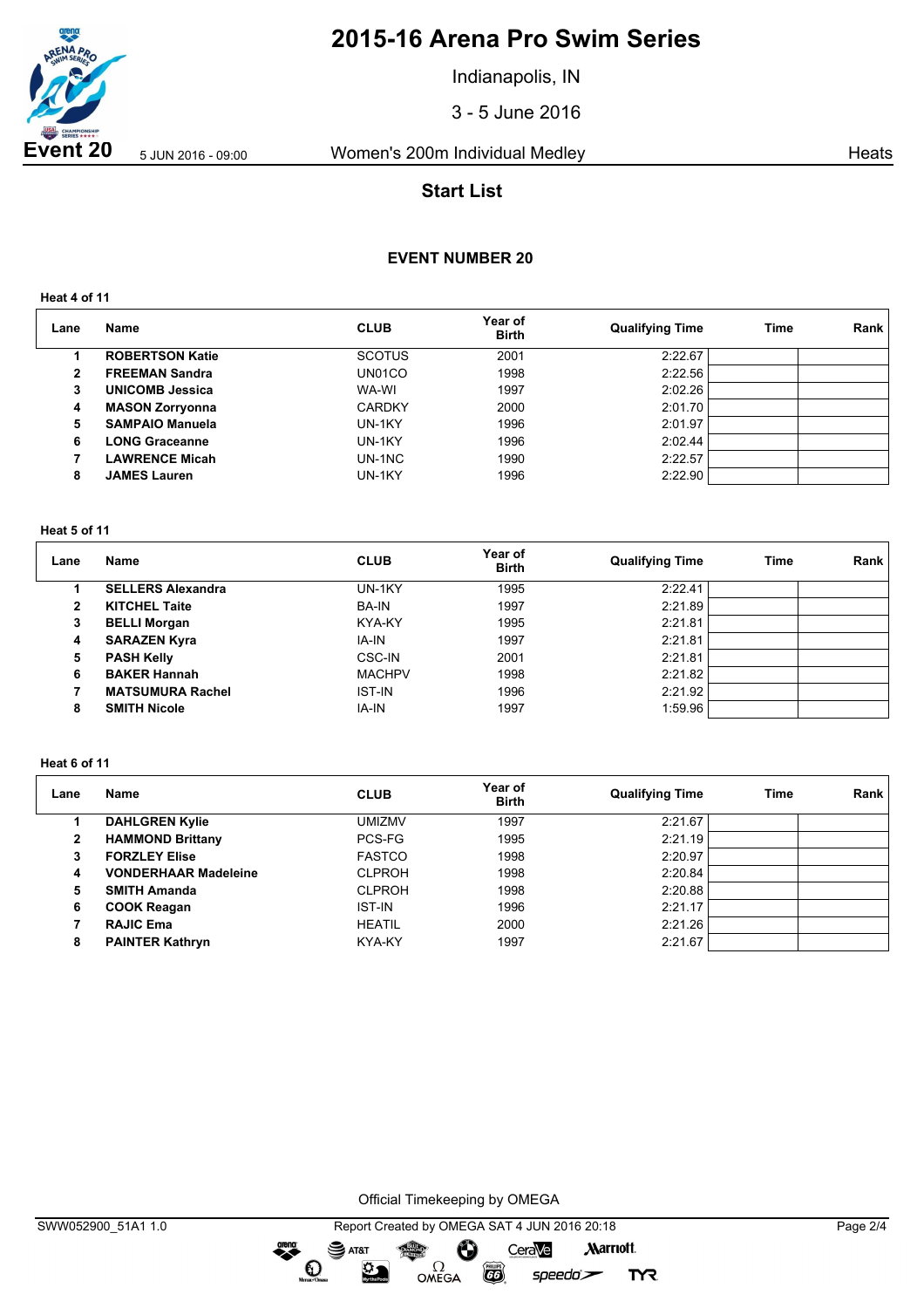# 2015-16 Arena Pro Swim Series

Indianapolis, IN

3 - 5 June 2016

**Event 20** 5 JUN 2016 - 09:00 Women's 200m Individual Medley Heats

## Start List

### EVENT NUMBER 20

**Heat 4 of 11**

| Lane | Name | CLUB | Year of Birth | Qualifying Time | Time | Rank |
|---|---|---|---|---|---|---|
| 1 | **ROBERTSON Katie** | SCOTUS | 2001 | 2:22.67 | | |
| 2 | **FREEMAN Sandra** | UN01CO | 1998 | 2:22.56 | | |
| 3 | **UNICOMB Jessica** | WA-WI | 1997 | 2:02.26 | | |
| 4 | **MASON Zorryonna** | CARDKY | 2000 | 2:01.70 | | |
| 5 | **SAMPAIO Manuela** | UN-1KY | 1996 | 2:01.97 | | |
| 6 | **LONG Graceanne** | UN-1KY | 1996 | 2:02.44 | | |
| 7 | **LAWRENCE Micah** | UN-1NC | 1990 | 2:22.57 | | |
| 8 | **JAMES Lauren** | UN-1KY | 1996 | 2:22.90 | | |

**Heat 5 of 11**

| Lane | Name | CLUB | Year of Birth | Qualifying Time | Time | Rank |
|---|---|---|---|---|---|---|
| 1 | **SELLERS Alexandra** | UN-1KY | 1995 | 2:22.41 | | |
| 2 | **KITCHEL Taite** | BA-IN | 1997 | 2:21.89 | | |
| 3 | **BELLI Morgan** | KYA-KY | 1995 | 2:21.81 | | |
| 4 | **SARAZEN Kyra** | IA-IN | 1997 | 2:21.81 | | |
| 5 | **PASH Kelly** | CSC-IN | 2001 | 2:21.81 | | |
| 6 | **BAKER Hannah** | MACHPV | 1998 | 2:21.82 | | |
| 7 | **MATSUMURA Rachel** | IST-IN | 1996 | 2:21.92 | | |
| 8 | **SMITH Nicole** | IA-IN | 1997 | 1:59.96 | | |

**Heat 6 of 11**

| Lane | Name | CLUB | Year of Birth | Qualifying Time | Time | Rank |
|---|---|---|---|---|---|---|
| 1 | **DAHLGREN Kylie** | UMIZMV | 1997 | 2:21.67 | | |
| 2 | **HAMMOND Brittany** | PCS-FG | 1995 | 2:21.19 | | |
| 3 | **FORZLEY Elise** | FASTCO | 1998 | 2:20.97 | | |
| 4 | **VONDERHAAR Madeleine** | CLPROH | 1998 | 2:20.84 | | |
| 5 | **SMITH Amanda** | CLPROH | 1998 | 2:20.88 | | |
| 6 | **COOK Reagan** | IST-IN | 1996 | 2:21.17 | | |
| 7 | **RAJIC Ema** | HEATIL | 2000 | 2:21.26 | | |
| 8 | **PAINTER Kathryn** | KYA-KY | 1997 | 2:21.67 | | |

Official Timekeeping by OMEGA

SWW052900_51A1 1.0 Report Created by OMEGA SAT 4 JUN 2016 20:18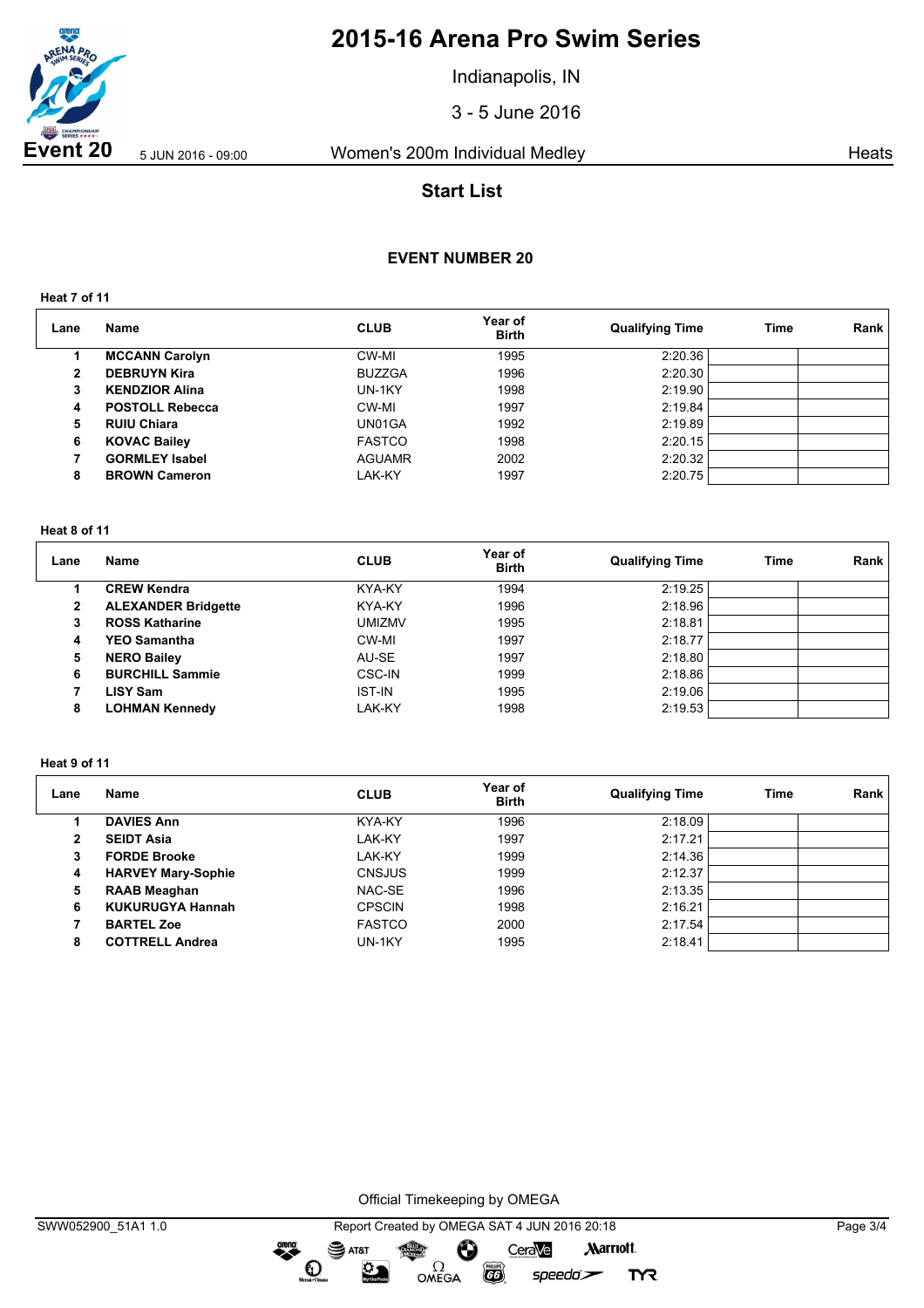# 2015-16 Arena Pro Swim Series

Indianapolis, IN

3 - 5 June 2016

**Event 20** 5 JUN 2016 - 09:00 Women's 200m Individual Medley Heats

## Start List

### EVENT NUMBER 20

**Heat 7 of 11**

| Lane | Name | CLUB | Year of Birth | Qualifying Time | Time | Rank |
|---|---|---|---|---|---|---|
| 1 | **MCCANN Carolyn** | CW-MI | 1995 | 2:20.36 | | |
| 2 | **DEBRUYN Kira** | BUZZGA | 1996 | 2:20.30 | | |
| 3 | **KENDZIOR Alina** | UN-1KY | 1998 | 2:19.90 | | |
| 4 | **POSTOLL Rebecca** | CW-MI | 1997 | 2:19.84 | | |
| 5 | **RUIU Chiara** | UN01GA | 1992 | 2:19.89 | | |
| 6 | **KOVAC Bailey** | FASTCO | 1998 | 2:20.15 | | |
| 7 | **GORMLEY Isabel** | AGUAMR | 2002 | 2:20.32 | | |
| 8 | **BROWN Cameron** | LAK-KY | 1997 | 2:20.75 | | |

**Heat 8 of 11**

| Lane | Name | CLUB | Year of Birth | Qualifying Time | Time | Rank |
|---|---|---|---|---|---|---|
| 1 | **CREW Kendra** | KYA-KY | 1994 | 2:19.25 | | |
| 2 | **ALEXANDER Bridgette** | KYA-KY | 1996 | 2:18.96 | | |
| 3 | **ROSS Katharine** | UMIZMV | 1995 | 2:18.81 | | |
| 4 | **YEO Samantha** | CW-MI | 1997 | 2:18.77 | | |
| 5 | **NERO Bailey** | AU-SE | 1997 | 2:18.80 | | |
| 6 | **BURCHILL Sammie** | CSC-IN | 1999 | 2:18.86 | | |
| 7 | **LISY Sam** | IST-IN | 1995 | 2:19.06 | | |
| 8 | **LOHMAN Kennedy** | LAK-KY | 1998 | 2:19.53 | | |

**Heat 9 of 11**

| Lane | Name | CLUB | Year of Birth | Qualifying Time | Time | Rank |
|---|---|---|---|---|---|---|
| 1 | **DAVIES Ann** | KYA-KY | 1996 | 2:18.09 | | |
| 2 | **SEIDT Asia** | LAK-KY | 1997 | 2:17.21 | | |
| 3 | **FORDE Brooke** | LAK-KY | 1999 | 2:14.36 | | |
| 4 | **HARVEY Mary-Sophie** | CNSJUS | 1999 | 2:12.37 | | |
| 5 | **RAAB Meaghan** | NAC-SE | 1996 | 2:13.35 | | |
| 6 | **KUKURUGYA Hannah** | CPSCIN | 1998 | 2:16.21 | | |
| 7 | **BARTEL Zoe** | FASTCO | 2000 | 2:17.54 | | |
| 8 | **COTTRELL Andrea** | UN-1KY | 1995 | 2:18.41 | | |

Official Timekeeping by OMEGA

SWW052900_51A1 1.0 Report Created by OMEGA SAT 4 JUN 2016 20:18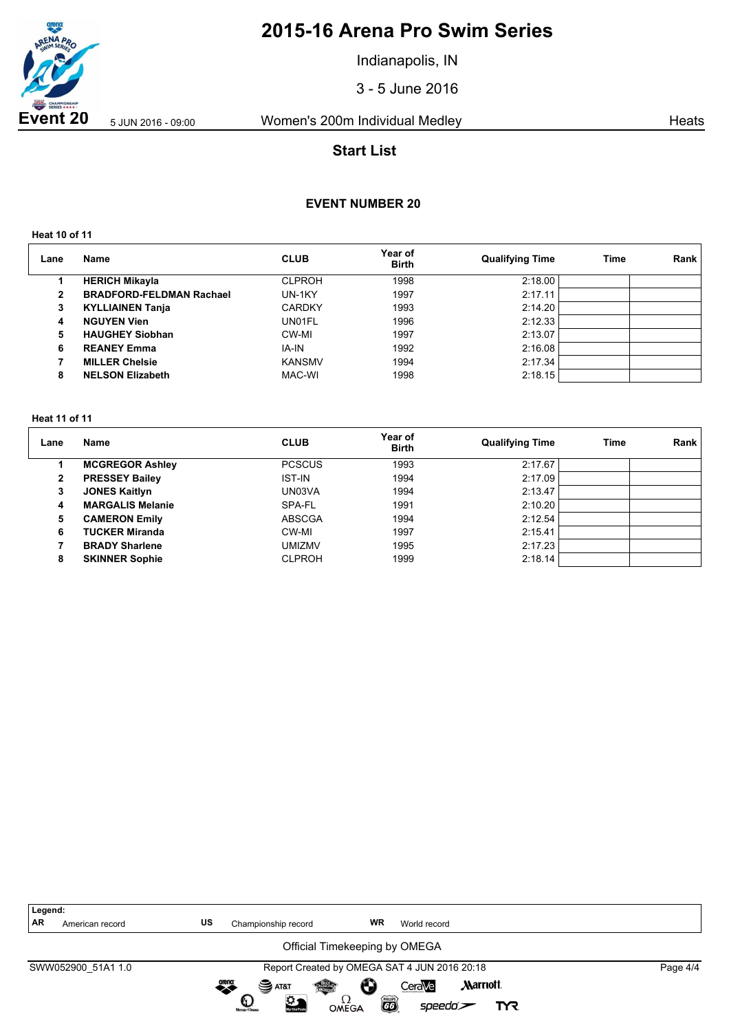# 2015-16 Arena Pro Swim Series

Indianapolis, IN

3 - 5 June 2016

**Event 20** 5 JUN 2016 - 09:00 Women's 200m Individual Medley Heats

## Start List

### EVENT NUMBER 20

**Heat 10 of 11**

| Lane | Name | CLUB | Year of Birth | Qualifying Time | Time | Rank |
|---|---|---|---|---|---|---|
| 1 | **HERICH Mikayla** | CLPROH | 1998 | 2:18.00 | | |
| 2 | **BRADFORD-FELDMAN Rachael** | UN-1KY | 1997 | 2:17.11 | | |
| 3 | **KYLLIAINEN Tanja** | CARDKY | 1993 | 2:14.20 | | |
| 4 | **NGUYEN Vien** | UN01FL | 1996 | 2:12.33 | | |
| 5 | **HAUGHEY Siobhan** | CW-MI | 1997 | 2:13.07 | | |
| 6 | **REANEY Emma** | IA-IN | 1992 | 2:16.08 | | |
| 7 | **MILLER Chelsie** | KANSMV | 1994 | 2:17.34 | | |
| 8 | **NELSON Elizabeth** | MAC-WI | 1998 | 2:18.15 | | |

**Heat 11 of 11**

| Lane | Name | CLUB | Year of Birth | Qualifying Time | Time | Rank |
|---|---|---|---|---|---|---|
| 1 | **MCGREGOR Ashley** | PCSCUS | 1993 | 2:17.67 | | |
| 2 | **PRESSEY Bailey** | IST-IN | 1994 | 2:17.09 | | |
| 3 | **JONES Kaitlyn** | UN03VA | 1994 | 2:13.47 | | |
| 4 | **MARGALIS Melanie** | SPA-FL | 1991 | 2:10.20 | | |
| 5 | **CAMERON Emily** | ABSCGA | 1994 | 2:12.54 | | |
| 6 | **TUCKER Miranda** | CW-MI | 1997 | 2:15.41 | | |
| 7 | **BRADY Sharlene** | UMIZMV | 1995 | 2:17.23 | | |
| 8 | **SKINNER Sophie** | CLPROH | 1999 | 2:18.14 | | |

**Legend:**
**AR** American record **US** Championship record **WR** World record

Official Timekeeping by OMEGA

SWW052900_51A1 1.0 Report Created by OMEGA SAT 4 JUN 2016 20:18